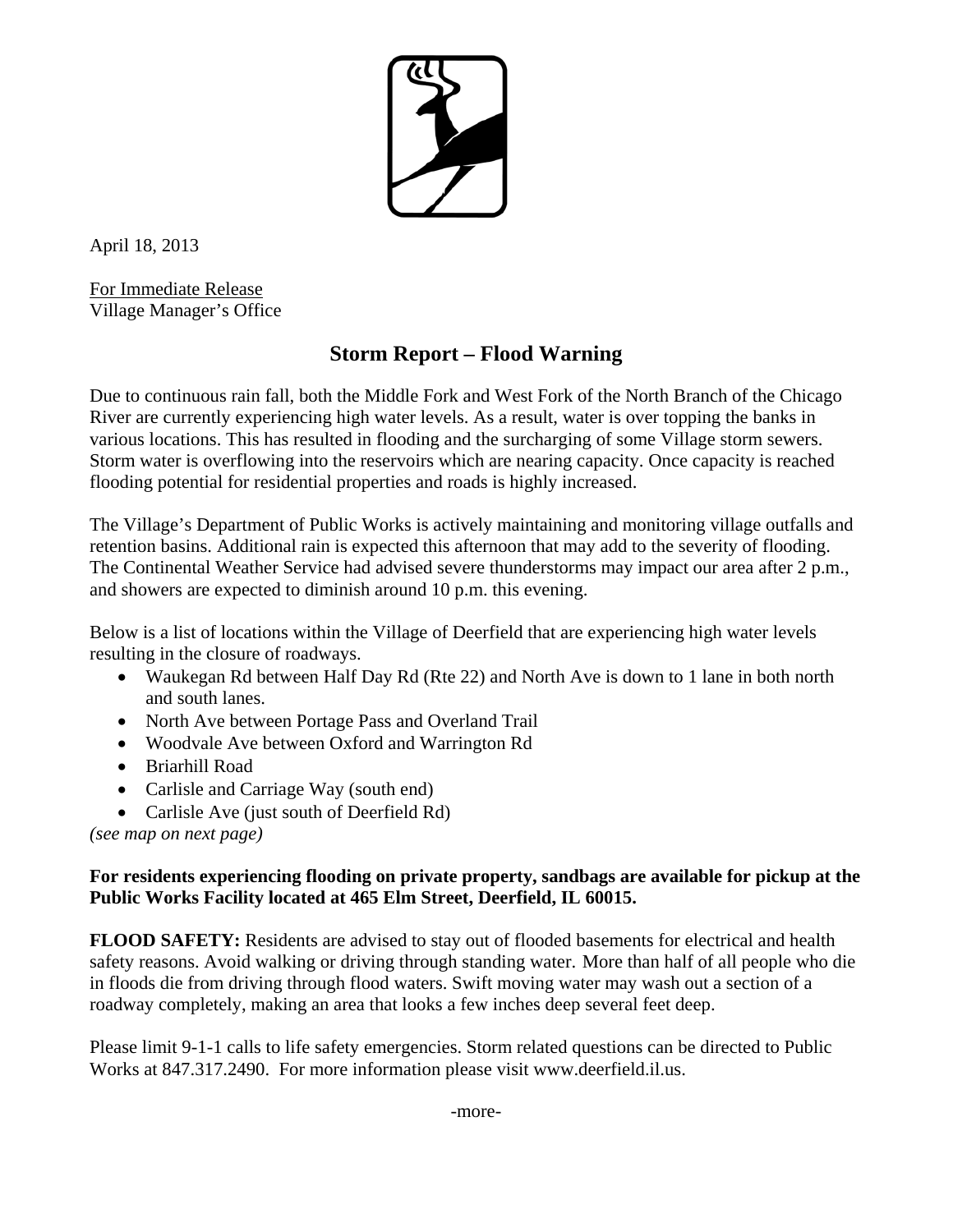April 18, 2013

For Immediate Release
Village Manager's Office

# Storm Report – Flood Warning

Due to continuous rain fall, both the Middle Fork and West Fork of the North Branch of the Chicago River are currently experiencing high water levels. As a result, water is over topping the banks in various locations. This has resulted in flooding and the surcharging of some Village storm sewers. Storm water is overflowing into the reservoirs which are nearing capacity. Once capacity is reached flooding potential for residential properties and roads is highly increased.

The Village's Department of Public Works is actively maintaining and monitoring village outfalls and retention basins. Additional rain is expected this afternoon that may add to the severity of flooding. The Continental Weather Service had advised severe thunderstorms may impact our area after 2 p.m., and showers are expected to diminish around 10 p.m. this evening.

Below is a list of locations within the Village of Deerfield that are experiencing high water levels resulting in the closure of roadways.

- Waukegan Rd between Half Day Rd (Rte 22) and North Ave is down to 1 lane in both north and south lanes.
- North Ave between Portage Pass and Overland Trail
- Woodvale Ave between Oxford and Warrington Rd
- Briarhill Road
- Carlisle and Carriage Way (south end)
- Carlisle Ave (just south of Deerfield Rd)

*(see map on next page)*

**For residents experiencing flooding on private property, sandbags are available for pickup at the Public Works Facility located at 465 Elm Street, Deerfield, IL 60015.**

**FLOOD SAFETY:** Residents are advised to stay out of flooded basements for electrical and health safety reasons. Avoid walking or driving through standing water. More than half of all people who die in floods die from driving through flood waters. Swift moving water may wash out a section of a roadway completely, making an area that looks a few inches deep several feet deep.

Please limit 9-1-1 calls to life safety emergencies. Storm related questions can be directed to Public Works at 847.317.2490. For more information please visit www.deerfield.il.us.

-more-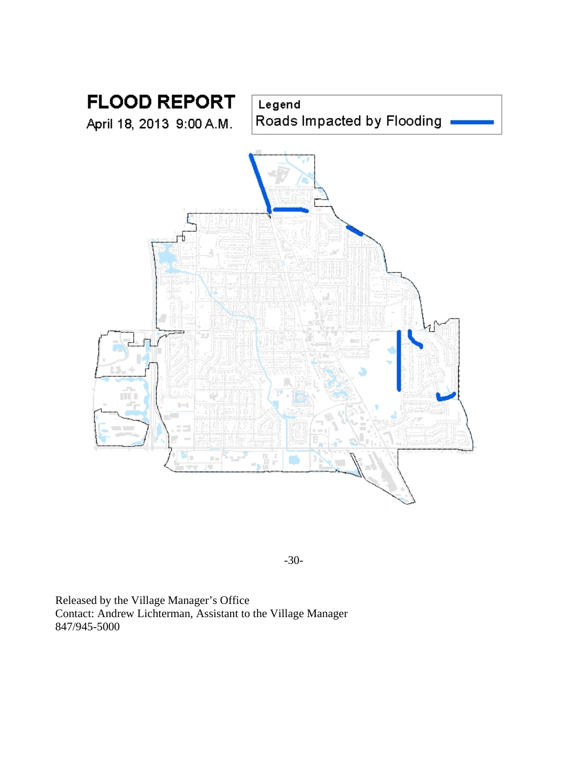**FLOOD REPORT**

April 18, 2013 9:00 A.M.

Legend

Roads Impacted by Flooding

Released by the Village Manager's Office
Contact: Andrew Lichterman, Assistant to the Village Manager
847/945-5000